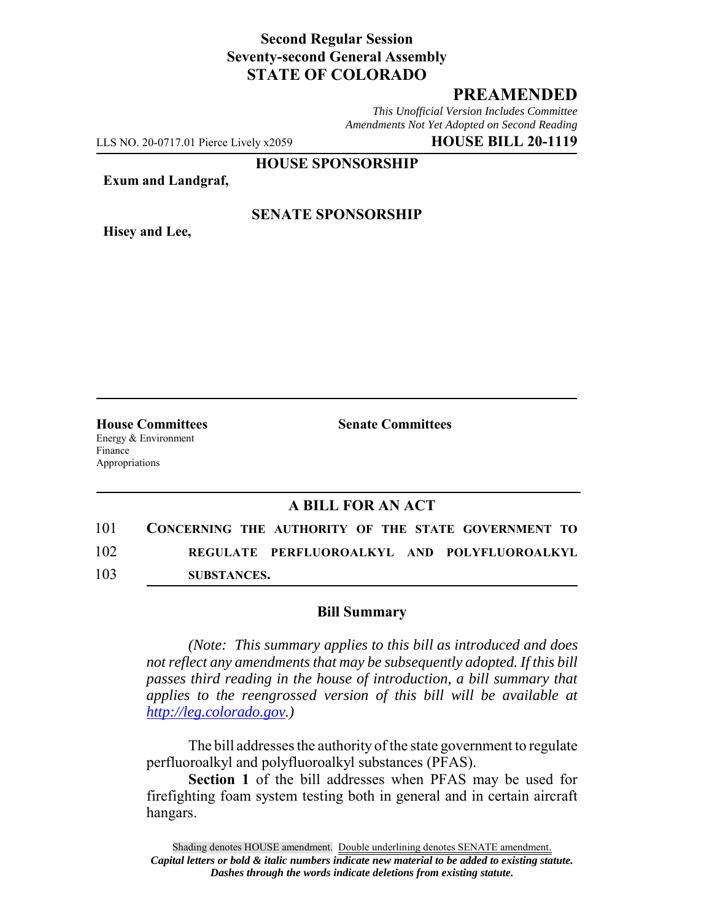**Second Regular Session**
**Seventy-second General Assembly**
**STATE OF COLORADO**

## PREAMENDED

*This Unofficial Version Includes Committee Amendments Not Yet Adopted on Second Reading*

LLS NO. 20-0717.01 Pierce Lively x2059 **HOUSE BILL 20-1119**

**HOUSE SPONSORSHIP**

**Exum and Landgraf,**

**SENATE SPONSORSHIP**

**Hisey and Lee,**

**House Committees**
Energy & Environment
Finance
Appropriations

**Senate Committees**

### A BILL FOR AN ACT

101 **CONCERNING THE AUTHORITY OF THE STATE GOVERNMENT TO**
102 **REGULATE PERFLUOROALKYL AND POLYFLUOROALKYL**
103 **SUBSTANCES.**

### Bill Summary

*(Note: This summary applies to this bill as introduced and does not reflect any amendments that may be subsequently adopted. If this bill passes third reading in the house of introduction, a bill summary that applies to the reengrossed version of this bill will be available at http://leg.colorado.gov.)*

The bill addresses the authority of the state government to regulate perfluoroalkyl and polyfluoroalkyl substances (PFAS).

**Section 1** of the bill addresses when PFAS may be used for firefighting foam system testing both in general and in certain aircraft hangars.

Shading denotes HOUSE amendment. Double underlining denotes SENATE amendment.
*Capital letters or bold & italic numbers indicate new material to be added to existing statute.*
*Dashes through the words indicate deletions from existing statute.*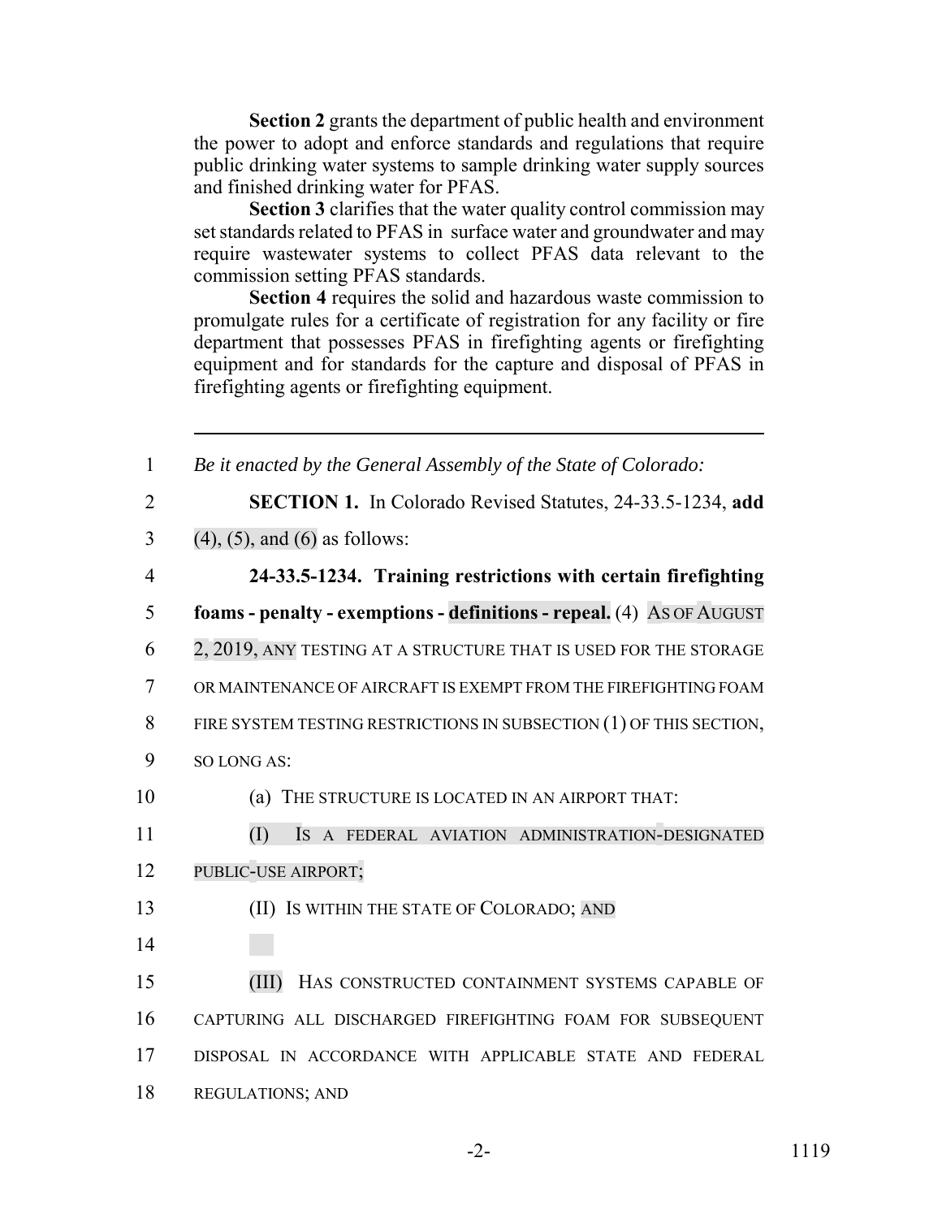**Section 2** grants the department of public health and environment the power to adopt and enforce standards and regulations that require public drinking water systems to sample drinking water supply sources and finished drinking water for PFAS.

**Section 3** clarifies that the water quality control commission may set standards related to PFAS in surface water and groundwater and may require wastewater systems to collect PFAS data relevant to the commission setting PFAS standards.

**Section 4** requires the solid and hazardous waste commission to promulgate rules for a certificate of registration for any facility or fire department that possesses PFAS in firefighting agents or firefighting equipment and for standards for the capture and disposal of PFAS in firefighting agents or firefighting equipment.

---

1 *Be it enacted by the General Assembly of the State of Colorado:*

2 **SECTION 1.** In Colorado Revised Statutes, 24-33.5-1234, **add**

3 (4), (5), and (6) as follows:

4 **24-33.5-1234. Training restrictions with certain firefighting**

5 **foams - penalty - exemptions - definitions - repeal.** (4) AS OF AUGUST

6 2, 2019, ANY TESTING AT A STRUCTURE THAT IS USED FOR THE STORAGE

7 OR MAINTENANCE OF AIRCRAFT IS EXEMPT FROM THE FIREFIGHTING FOAM

8 FIRE SYSTEM TESTING RESTRICTIONS IN SUBSECTION (1) OF THIS SECTION,

9 SO LONG AS:

10 (a) THE STRUCTURE IS LOCATED IN AN AIRPORT THAT:

11 (I) IS A FEDERAL AVIATION ADMINISTRATION-DESIGNATED

12 PUBLIC-USE AIRPORT;

13 (II) IS WITHIN THE STATE OF COLORADO; AND

14

15 (III) HAS CONSTRUCTED CONTAINMENT SYSTEMS CAPABLE OF

16 CAPTURING ALL DISCHARGED FIREFIGHTING FOAM FOR SUBSEQUENT

17 DISPOSAL IN ACCORDANCE WITH APPLICABLE STATE AND FEDERAL

18 REGULATIONS; AND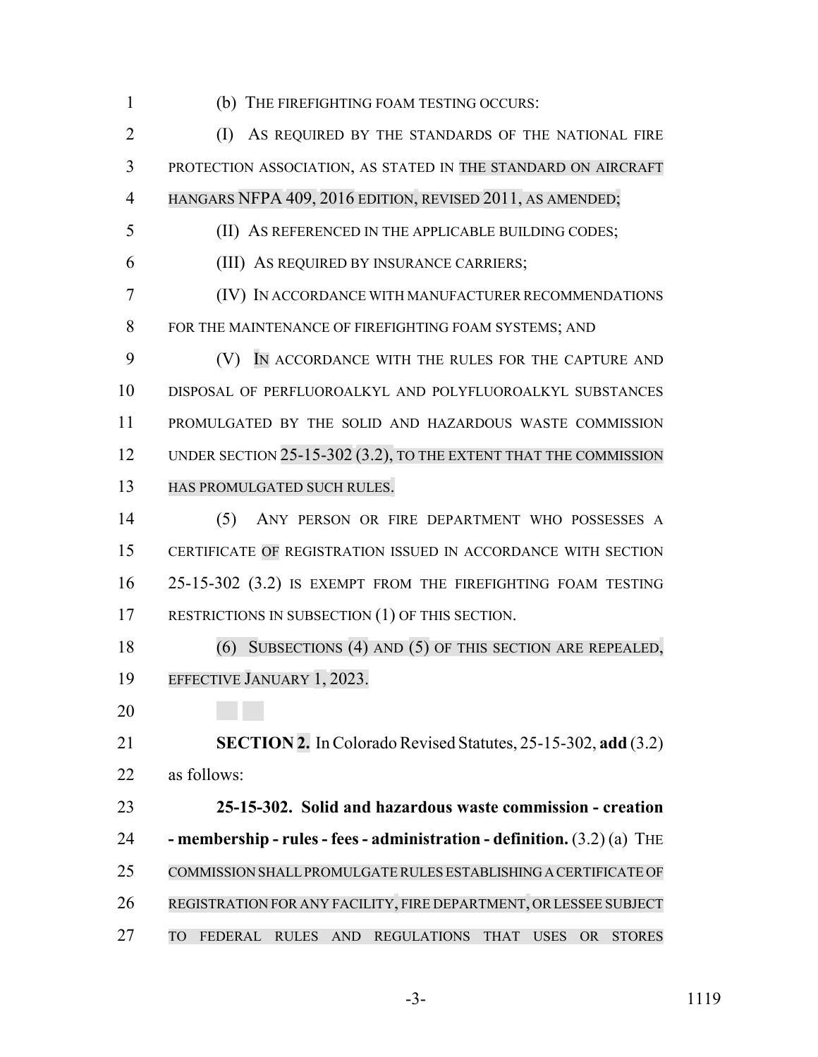(b) THE FIREFIGHTING FOAM TESTING OCCURS:

(I) AS REQUIRED BY THE STANDARDS OF THE NATIONAL FIRE PROTECTION ASSOCIATION, AS STATED IN THE STANDARD ON AIRCRAFT HANGARS NFPA 409, 2016 EDITION, REVISED 2011, AS AMENDED;

(II) AS REFERENCED IN THE APPLICABLE BUILDING CODES;

(III) AS REQUIRED BY INSURANCE CARRIERS;

(IV) IN ACCORDANCE WITH MANUFACTURER RECOMMENDATIONS FOR THE MAINTENANCE OF FIREFIGHTING FOAM SYSTEMS; AND

(V) IN ACCORDANCE WITH THE RULES FOR THE CAPTURE AND DISPOSAL OF PERFLUOROALKYL AND POLYFLUOROALKYL SUBSTANCES PROMULGATED BY THE SOLID AND HAZARDOUS WASTE COMMISSION UNDER SECTION 25-15-302 (3.2), TO THE EXTENT THAT THE COMMISSION HAS PROMULGATED SUCH RULES.

(5) ANY PERSON OR FIRE DEPARTMENT WHO POSSESSES A CERTIFICATE OF REGISTRATION ISSUED IN ACCORDANCE WITH SECTION 25-15-302 (3.2) IS EXEMPT FROM THE FIREFIGHTING FOAM TESTING RESTRICTIONS IN SUBSECTION (1) OF THIS SECTION.

(6) SUBSECTIONS (4) AND (5) OF THIS SECTION ARE REPEALED, EFFECTIVE JANUARY 1, 2023.

**SECTION 2.** In Colorado Revised Statutes, 25-15-302, **add** (3.2) as follows:

**25-15-302. Solid and hazardous waste commission - creation - membership - rules - fees - administration - definition.** (3.2) (a) THE COMMISSION SHALL PROMULGATE RULES ESTABLISHING A CERTIFICATE OF REGISTRATION FOR ANY FACILITY, FIRE DEPARTMENT, OR LESSEE SUBJECT TO FEDERAL RULES AND REGULATIONS THAT USES OR STORES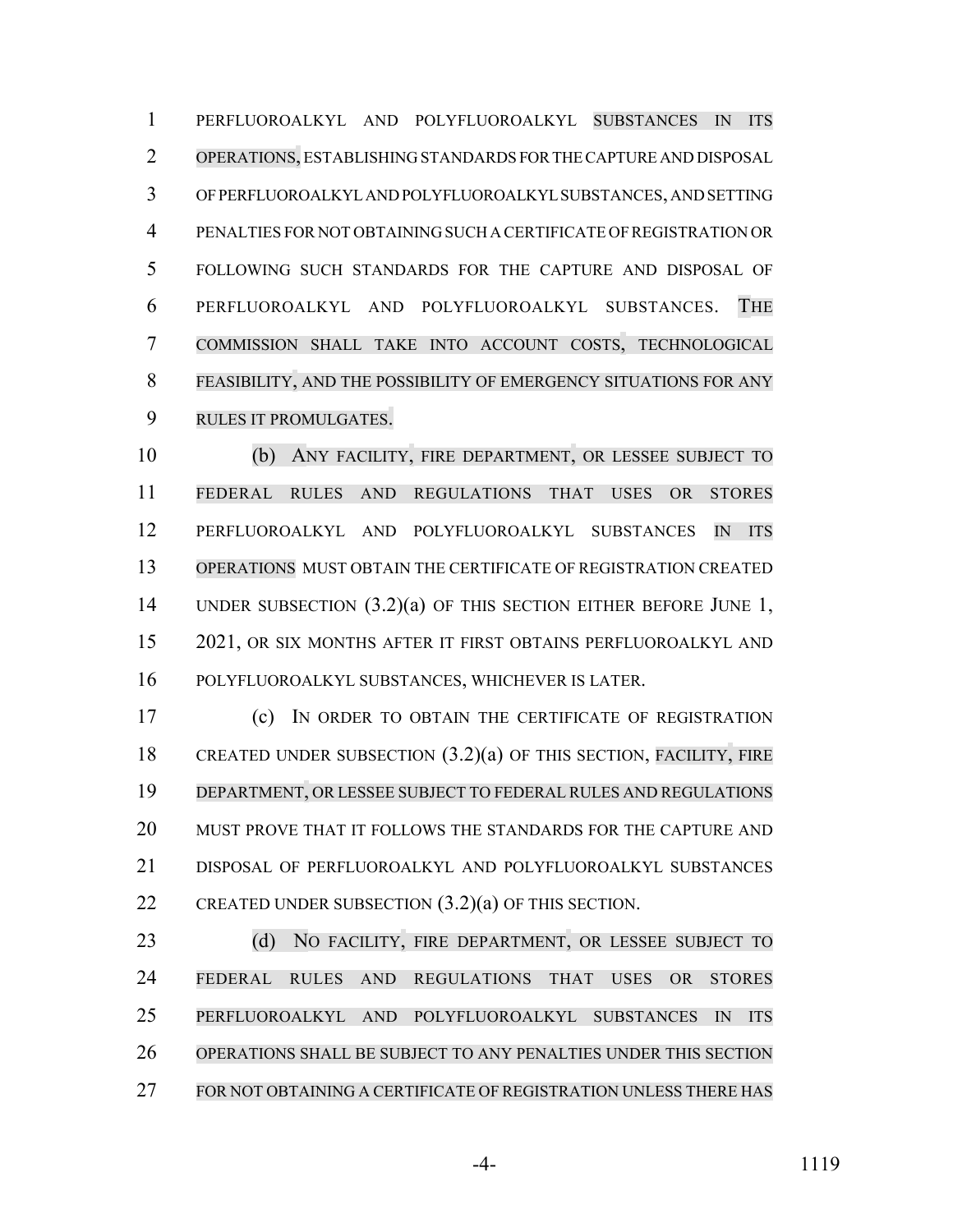PERFLUOROALKYL AND POLYFLUOROALKYL SUBSTANCES IN ITS OPERATIONS, ESTABLISHING STANDARDS FOR THE CAPTURE AND DISPOSAL OF PERFLUOROALKYL AND POLYFLUOROALKYL SUBSTANCES, AND SETTING PENALTIES FOR NOT OBTAINING SUCH A CERTIFICATE OF REGISTRATION OR FOLLOWING SUCH STANDARDS FOR THE CAPTURE AND DISPOSAL OF PERFLUOROALKYL AND POLYFLUOROALKYL SUBSTANCES. THE COMMISSION SHALL TAKE INTO ACCOUNT COSTS, TECHNOLOGICAL FEASIBILITY, AND THE POSSIBILITY OF EMERGENCY SITUATIONS FOR ANY RULES IT PROMULGATES.

(b) ANY FACILITY, FIRE DEPARTMENT, OR LESSEE SUBJECT TO FEDERAL RULES AND REGULATIONS THAT USES OR STORES PERFLUOROALKYL AND POLYFLUOROALKYL SUBSTANCES IN ITS OPERATIONS MUST OBTAIN THE CERTIFICATE OF REGISTRATION CREATED UNDER SUBSECTION (3.2)(a) OF THIS SECTION EITHER BEFORE JUNE 1, 2021, OR SIX MONTHS AFTER IT FIRST OBTAINS PERFLUOROALKYL AND POLYFLUOROALKYL SUBSTANCES, WHICHEVER IS LATER.

(c) IN ORDER TO OBTAIN THE CERTIFICATE OF REGISTRATION CREATED UNDER SUBSECTION (3.2)(a) OF THIS SECTION, FACILITY, FIRE DEPARTMENT, OR LESSEE SUBJECT TO FEDERAL RULES AND REGULATIONS MUST PROVE THAT IT FOLLOWS THE STANDARDS FOR THE CAPTURE AND DISPOSAL OF PERFLUOROALKYL AND POLYFLUOROALKYL SUBSTANCES CREATED UNDER SUBSECTION (3.2)(a) OF THIS SECTION.

(d) NO FACILITY, FIRE DEPARTMENT, OR LESSEE SUBJECT TO FEDERAL RULES AND REGULATIONS THAT USES OR STORES PERFLUOROALKYL AND POLYFLUOROALKYL SUBSTANCES IN ITS OPERATIONS SHALL BE SUBJECT TO ANY PENALTIES UNDER THIS SECTION FOR NOT OBTAINING A CERTIFICATE OF REGISTRATION UNLESS THERE HAS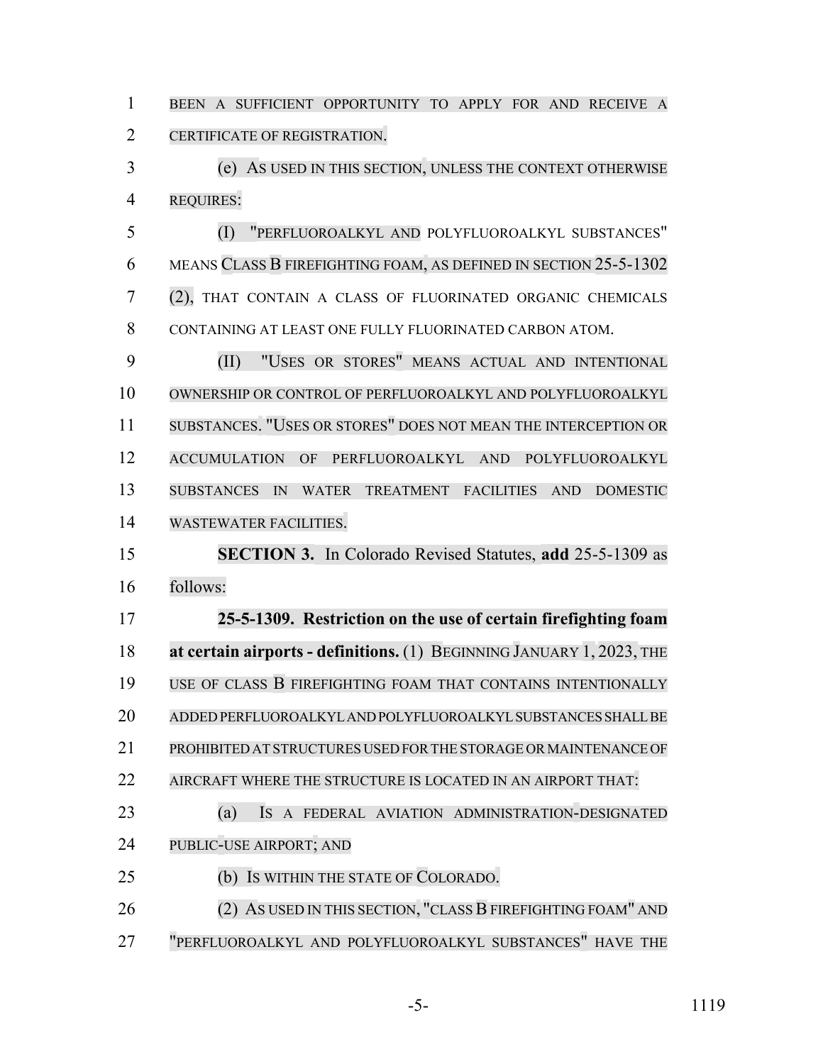BEEN A SUFFICIENT OPPORTUNITY TO APPLY FOR AND RECEIVE A CERTIFICATE OF REGISTRATION.

(e) AS USED IN THIS SECTION, UNLESS THE CONTEXT OTHERWISE REQUIRES:

(I) "PERFLUOROALKYL AND POLYFLUOROALKYL SUBSTANCES" MEANS CLASS B FIREFIGHTING FOAM, AS DEFINED IN SECTION 25-5-1302 (2), THAT CONTAIN A CLASS OF FLUORINATED ORGANIC CHEMICALS CONTAINING AT LEAST ONE FULLY FLUORINATED CARBON ATOM.

(II) "USES OR STORES" MEANS ACTUAL AND INTENTIONAL OWNERSHIP OR CONTROL OF PERFLUOROALKYL AND POLYFLUOROALKYL SUBSTANCES. "USES OR STORES" DOES NOT MEAN THE INTERCEPTION OR ACCUMULATION OF PERFLUOROALKYL AND POLYFLUOROALKYL SUBSTANCES IN WATER TREATMENT FACILITIES AND DOMESTIC WASTEWATER FACILITIES.

**SECTION 3.** In Colorado Revised Statutes, **add** 25-5-1309 as follows:

**25-5-1309. Restriction on the use of certain firefighting foam at certain airports - definitions.** (1) BEGINNING JANUARY 1, 2023, THE USE OF CLASS B FIREFIGHTING FOAM THAT CONTAINS INTENTIONALLY ADDED PERFLUOROALKYL AND POLYFLUOROALKYL SUBSTANCES SHALL BE PROHIBITED AT STRUCTURES USED FOR THE STORAGE OR MAINTENANCE OF AIRCRAFT WHERE THE STRUCTURE IS LOCATED IN AN AIRPORT THAT:

(a) IS A FEDERAL AVIATION ADMINISTRATION-DESIGNATED PUBLIC-USE AIRPORT; AND

(b) IS WITHIN THE STATE OF COLORADO.

(2) AS USED IN THIS SECTION, "CLASS B FIREFIGHTING FOAM" AND "PERFLUOROALKYL AND POLYFLUOROALKYL SUBSTANCES" HAVE THE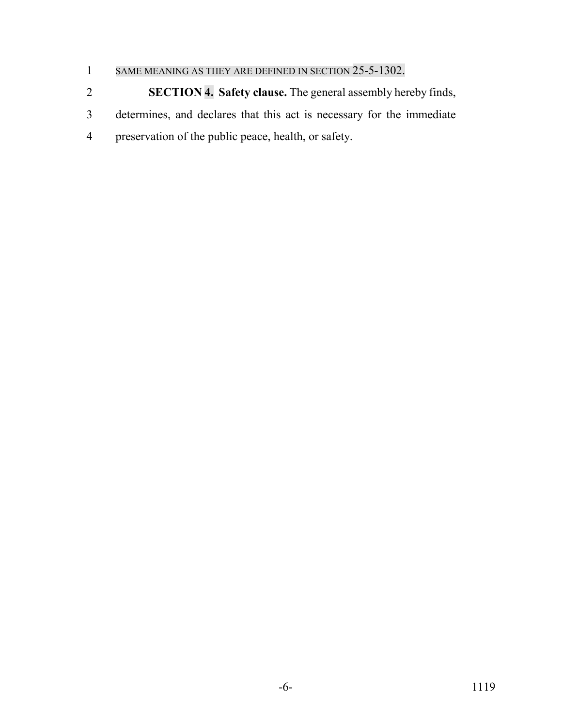SAME MEANING AS THEY ARE DEFINED IN SECTION 25-5-1302.

**SECTION 4. Safety clause.** The general assembly hereby finds, determines, and declares that this act is necessary for the immediate preservation of the public peace, health, or safety.